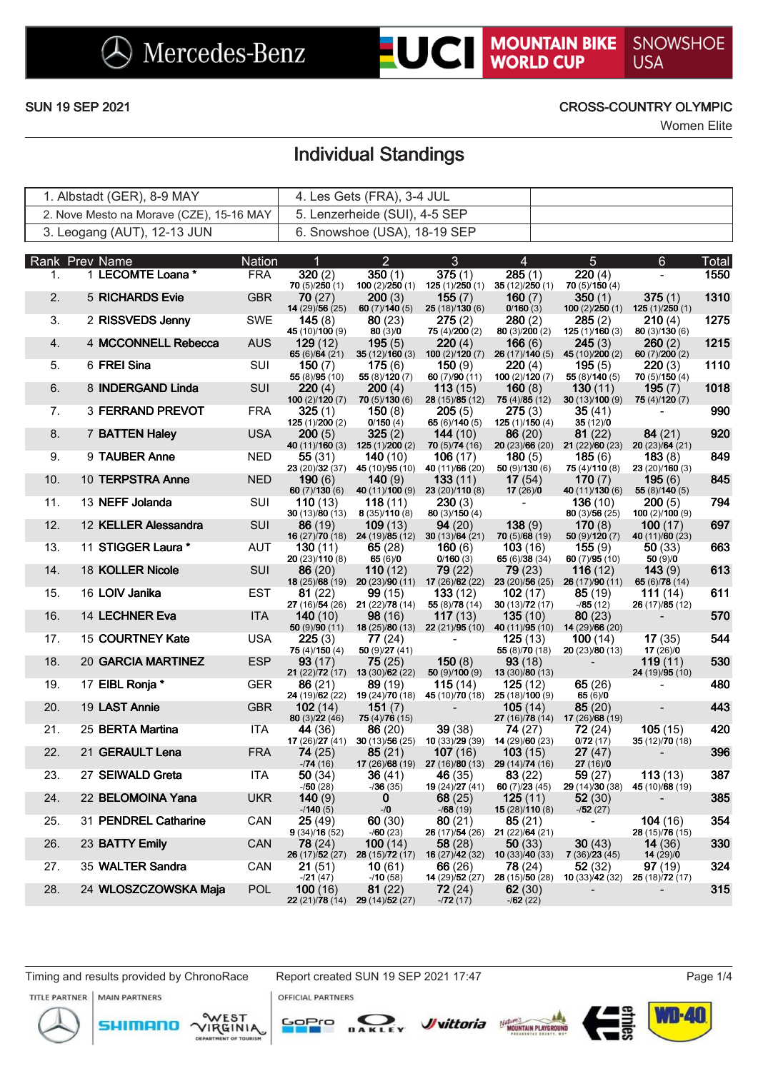Mercedes-Benz | UCI MOUNTAIN BIKE WORLD CUP | SNOWSHOE USA

SUN 19 SEP 2021

CROSS-COUNTRY OLYMPIC

Women Elite

# Individual Standings

| | |
|---|---|
| 1. Albstadt (GER), 8-9 MAY | 4. Les Gets (FRA), 3-4 JUL |
| 2. Nove Mesto na Morave (CZE), 15-16 MAY | 5. Lenzerheide (SUI), 4-5 SEP |
| 3. Leogang (AUT), 12-13 JUN | 6. Snowshoe (USA), 18-19 SEP |

| Rank | Prev | Name | Nation | 1 | 2 | 3 | 4 | 5 | 6 | Total |
|---|---|---|---|---|---|---|---|---|---|---|
| 1. | 1 | LECOMTE Loana * | FRA | 320 (2)<br>70 (5)/250 (1) | 350 (1)<br>100 (2)/250 (1) | 375 (1)<br>125 (1)/250 (1) | 285 (1)<br>35 (12)/250 (1) | 220 (4)<br>70 (5)/150 (4) | - | 1550 |
| 2. | 5 | RICHARDS Evie | GBR | 70 (27)<br>14 (29)/56 (25) | 200 (3)<br>60 (7)/140 (5) | 155 (7)<br>25 (18)/130 (6) | 160 (7)<br>0/160 (3) | 350 (1)<br>100 (2)/250 (1) | 375 (1)<br>125 (1)/250 (1) | 1310 |
| 3. | 2 | RISSVEDS Jenny | SWE | 145 (8)<br>45 (10)/100 (9) | 80 (23)<br>80 (3)/0 | 275 (2)<br>75 (4)/200 (2) | 280 (2)<br>80 (3)/200 (2) | 285 (2)<br>125 (1)/160 (3) | 210 (4)<br>80 (3)/130 (6) | 1275 |
| 4. | 4 | MCCONNELL Rebecca | AUS | 129 (12)<br>65 (6)/64 (21) | 195 (5)<br>35 (12)/160 (3) | 220 (4)<br>100 (2)/120 (7) | 166 (6)<br>26 (17)/140 (5) | 245 (3)<br>45 (10)/200 (2) | 260 (2)<br>60 (7)/200 (2) | 1215 |
| 5. | 6 | FREI Sina | SUI | 150 (7)<br>55 (8)/95 (10) | 175 (6)<br>55 (8)/120 (7) | 150 (9)<br>60 (7)/90 (11) | 220 (4)<br>100 (2)/120 (7) | 195 (5)<br>55 (8)/140 (5) | 220 (3)<br>70 (5)/150 (4) | 1110 |
| 6. | 8 | INDERGAND Linda | SUI | 220 (4)<br>100 (2)/120 (7) | 200 (4)<br>70 (5)/130 (6) | 113 (15)<br>28 (15)/85 (12) | 160 (8)<br>75 (4)/85 (12) | 130 (11)<br>30 (13)/100 (9) | 195 (7)<br>75 (4)/120 (7) | 1018 |
| 7. | 3 | FERRAND PREVOT | FRA | 325 (1)<br>125 (1)/200 (2) | 150 (8)<br>0/150 (4) | 205 (5)<br>65 (6)/140 (5) | 275 (3)<br>125 (1)/150 (4) | 35 (41)<br>35 (12)/0 | - | 990 |
| 8. | 7 | BATTEN Haley | USA | 200 (5)<br>40 (11)/160 (3) | 325 (2)<br>125 (1)/200 (2) | 144 (10)<br>70 (5)/74 (16) | 86 (20)<br>20 (23)/66 (20) | 81 (22)<br>21 (22)/60 (23) | 84 (21)<br>20 (23)/64 (21) | 920 |
| 9. | 9 | TAUBER Anne | NED | 55 (31)<br>23 (20)/32 (37) | 140 (10)<br>45 (10)/95 (10) | 106 (17)<br>40 (11)/66 (20) | 180 (5)<br>50 (9)/130 (6) | 185 (6)<br>75 (4)/110 (8) | 183 (8)<br>23 (20)/160 (3) | 849 |
| 10. | 10 | TERPSTRA Anne | NED | 190 (6)<br>60 (7)/130 (6) | 140 (9)<br>40 (11)/100 (9) | 133 (11)<br>23 (20)/110 (8) | 17 (54)<br>17 (26)/0 | 170 (7)<br>40 (11)/130 (6) | 195 (6)<br>55 (8)/140 (5) | 845 |
| 11. | 13 | NEFF Jolanda | SUI | 110 (13)<br>30 (13)/80 (13) | 118 (11)<br>8 (35)/110 (8) | 230 (3)<br>80 (3)/150 (4) | - | 136 (10)<br>80 (3)/56 (25) | 200 (5)<br>100 (2)/100 (9) | 794 |
| 12. | 12 | KELLER Alessandra | SUI | 86 (19)<br>16 (27)/70 (18) | 109 (13)<br>24 (19)/85 (12) | 94 (20)<br>30 (13)/64 (21) | 138 (9)<br>70 (5)/68 (19) | 170 (8)<br>50 (9)/120 (7) | 100 (17)<br>40 (11)/60 (23) | 697 |
| 13. | 11 | STIGGER Laura * | AUT | 130 (11)<br>20 (23)/110 (8) | 65 (28)<br>65 (6)/0 | 160 (6)<br>0/160 (3) | 103 (16)<br>65 (6)/38 (34) | 155 (9)<br>60 (7)/95 (10) | 50 (33)<br>50 (9)/0 | 663 |
| 14. | 18 | KOLLER Nicole | SUI | 86 (20)<br>18 (25)/68 (19) | 110 (12)<br>20 (23)/90 (11) | 79 (22)<br>17 (26)/62 (22) | 79 (23)<br>23 (20)/56 (25) | 116 (12)<br>26 (17)/90 (11) | 143 (9)<br>65 (6)/78 (14) | 613 |
| 15. | 16 | LOIV Janika | EST | 81 (22)<br>27 (16)/54 (26) | 99 (15)<br>21 (22)/78 (14) | 133 (12)<br>55 (8)/78 (14) | 102 (17)<br>30 (13)/72 (17) | 85 (19)<br>-/85 (12) | 111 (14)<br>26 (17)/85 (12) | 611 |
| 16. | 14 | LECHNER Eva | ITA | 140 (10)<br>50 (9)/90 (11) | 98 (16)<br>18 (25)/80 (13) | 117 (13)<br>22 (21)/95 (10) | 135 (10)<br>40 (11)/95 (10) | 80 (23)<br>14 (29)/66 (20) | - | 570 |
| 17. | 15 | COURTNEY Kate | USA | 225 (3)<br>75 (4)/150 (4) | 77 (24)<br>50 (9)/27 (41) | - | 125 (13)<br>55 (8)/70 (18) | 100 (14)<br>20 (23)/80 (13) | 17 (35)<br>17 (26)/0 | 544 |
| 18. | 20 | GARCIA MARTINEZ | ESP | 93 (17)<br>21 (22)/72 (17) | 75 (25)<br>13 (30)/62 (22) | 150 (8)<br>50 (9)/100 (9) | 93 (18)<br>13 (30)/80 (13) | - | 119 (11)<br>24 (19)/95 (10) | 530 |
| 19. | 17 | EIBL Ronja * | GER | 86 (21)<br>24 (19)/62 (22) | 89 (19)<br>19 (24)/70 (18) | 115 (14)<br>45 (10)/70 (18) | 125 (12)<br>25 (18)/100 (9) | 65 (26)<br>65 (6)/0 | - | 480 |
| 20. | 19 | LAST Annie | GBR | 102 (14)<br>80 (3)/22 (46) | 151 (7)<br>75 (4)/76 (15) | - | 105 (14)<br>27 (16)/78 (14) | 85 (20)<br>17 (26)/68 (19) | - | 443 |
| 21. | 25 | BERTA Martina | ITA | 44 (36)<br>17 (26)/27 (41) | 86 (20)<br>30 (13)/56 (25) | 39 (38)<br>10 (33)/29 (39) | 74 (27)<br>14 (29)/60 (23) | 72 (24)<br>0/72 (17) | 105 (15)<br>35 (12)/70 (18) | 420 |
| 22. | 21 | GERAULT Lena | FRA | 74 (25)<br>-/74 (16) | 85 (21)<br>17 (26)/68 (19) | 107 (16)<br>27 (16)/80 (13) | 103 (15)<br>29 (14)/74 (16) | 27 (47)<br>27 (16)/0 | - | 396 |
| 23. | 27 | SEIWALD Greta | ITA | 50 (34)<br>-/50 (28) | 36 (41)<br>-/36 (35) | 46 (35)<br>19 (24)/27 (41) | 83 (22)<br>60 (7)/23 (45) | 59 (27)<br>29 (14)/30 (38) | 113 (13)<br>45 (10)/68 (19) | 387 |
| 24. | 22 | BELOMOINA Yana | UKR | 140 (9)<br>-/140 (5) | 0<br>-/0 | 68 (25)<br>-/68 (19) | 125 (11)<br>15 (28)/110 (8) | 52 (30)<br>-/52 (27) | - | 385 |
| 25. | 31 | PENDREL Catharine | CAN | 25 (49)<br>9 (34)/16 (52) | 60 (30)<br>-/60 (23) | 80 (21)<br>26 (17)/54 (26) | 85 (21)<br>21 (22)/64 (21) | - | 104 (16)<br>28 (15)/76 (15) | 354 |
| 26. | 23 | BATTY Emily | CAN | 78 (24)<br>26 (17)/52 (27) | 100 (14)<br>28 (15)/72 (17) | 58 (28)<br>16 (27)/42 (32) | 50 (33)<br>10 (33)/40 (33) | 30 (43)<br>7 (36)/23 (45) | 14 (36)<br>14 (29)/0 | 330 |
| 27. | 35 | WALTER Sandra | CAN | 21 (51)<br>-/21 (47) | 10 (61)<br>-/10 (58) | 66 (26)<br>14 (29)/52 (27) | 78 (24)<br>28 (15)/50 (28) | 52 (32)<br>10 (33)/42 (32) | 97 (19)<br>25 (18)/72 (17) | 324 |
| 28. | 24 | WLOSZCZOWSKA Maja | POL | 100 (16)<br>22 (21)/78 (14) | 81 (22)<br>29 (14)/52 (27) | 72 (24)<br>-/72 (17) | 62 (30)<br>-/62 (22) | - | - | 315 |

Timing and results provided by ChronoRace

Report created SUN 19 SEP 2021 17:47

TITLE PARTNER | MAIN PARTNERS | OFFICIAL PARTNERS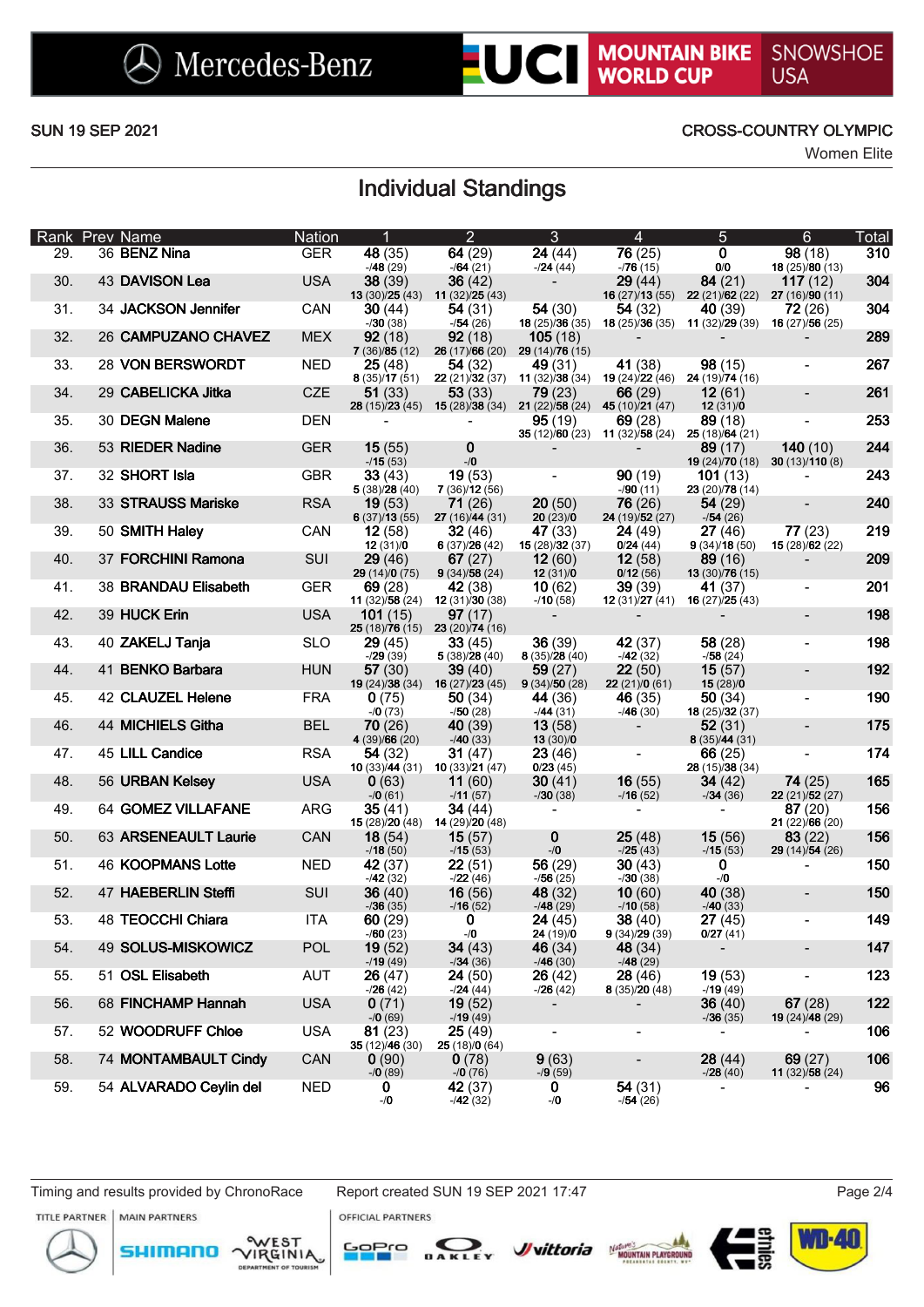Mercedes-Benz | UCI MOUNTAIN BIKE WORLD CUP | SNOWSHOE USA

SUN 19 SEP 2021

CROSS-COUNTRY OLYMPIC
Women Elite

# Individual Standings

| Rank | Prev | Name | Nation | 1 | 2 | 3 | 4 | 5 | 6 | Total |
|---|---|---|---|---|---|---|---|---|---|---|
| 29. | 36 | BENZ Nina | GER | **48** (35) -/48 (29) | **64** (29) -/64 (21) | **24** (44) -/24 (44) | **76** (25) -/76 (15) | **0** 0/0 | **98** (18) 18 (25)/80 (13) | 310 |
| 30. | 43 | DAVISON Lea | USA | **38** (39) 13 (30)/25 (43) | **36** (42) 11 (32)/25 (43) | - | **29** (44) 16 (27)/13 (55) | **84** (21) 22 (21)/62 (22) | **117** (12) 27 (16)/90 (11) | 304 |
| 31. | 34 | JACKSON Jennifer | CAN | **30** (44) -/30 (38) | **54** (31) -/54 (26) | **54** (30) 18 (25)/36 (35) | **54** (32) 18 (25)/36 (35) | **40** (39) 11 (32)/29 (39) | **72** (26) 16 (27)/56 (25) | 304 |
| 32. | 26 | CAMPUZANO CHAVEZ | MEX | **92** (18) 7 (36)/85 (12) | **92** (18) 26 (17)/66 (20) | **105** (18) 29 (14)/76 (15) | - | - | - | 289 |
| 33. | 28 | VON BERSWORDT | NED | **25** (48) 8 (35)/17 (51) | **54** (32) 22 (21)/32 (37) | **49** (31) 11 (32)/38 (34) | **41** (38) 19 (24)/22 (46) | **98** (15) 24 (19)/74 (16) | - | 267 |
| 34. | 29 | CABELICKA Jitka | CZE | **51** (33) 28 (15)/23 (45) | **53** (33) 15 (28)/38 (34) | **79** (23) 21 (22)/58 (24) | **66** (29) 45 (10)/21 (47) | **12** (61) 12 (31)/0 | - | 261 |
| 35. | 30 | DEGN Malene | DEN | - | - | **95** (19) 35 (12)/60 (23) | **69** (28) 11 (32)/58 (24) | **89** (18) 25 (18)/64 (21) | - | 253 |
| 36. | 53 | RIEDER Nadine | GER | **15** (55) -/15 (53) | **0** -/0 | - | - | **89** (17) 19 (24)/70 (18) | **140** (10) 30 (13)/110 (8) | 244 |
| 37. | 32 | SHORT Isla | GBR | **33** (43) 5 (38)/28 (40) | **19** (53) 7 (36)/12 (56) | - | **90** (19) -/90 (11) | **101** (13) 23 (20)/78 (14) | - | 243 |
| 38. | 33 | STRAUSS Mariske | RSA | **19** (53) 6 (37)/13 (55) | **71** (26) 27 (16)/44 (31) | **20** (50) 20 (23)/0 | **76** (26) 24 (19)/52 (27) | **54** (29) -/54 (26) | - | 240 |
| 39. | 50 | SMITH Haley | CAN | **12** (58) 12 (31)/0 | **32** (46) 6 (37)/26 (42) | **47** (33) 15 (28)/32 (37) | **24** (49) 0/24 (44) | **27** (46) 9 (34)/18 (50) | **77** (23) 15 (28)/62 (22) | 219 |
| 40. | 37 | FORCHINI Ramona | SUI | **29** (46) 29 (14)/0 (75) | **67** (27) 9 (34)/58 (24) | **12** (60) 12 (31)/0 | **12** (58) 0/12 (56) | **89** (16) 13 (30)/76 (15) | - | 209 |
| 41. | 38 | BRANDAU Elisabeth | GER | **69** (28) 11 (32)/58 (24) | **42** (38) 12 (31)/30 (38) | **10** (62) -/10 (58) | **39** (39) 12 (31)/27 (41) | **41** (37) 16 (27)/25 (43) | - | 201 |
| 42. | 39 | HUCK Erin | USA | **101** (15) 25 (18)/76 (15) | **97** (17) 23 (20)/74 (16) | - | - | - | - | 198 |
| 43. | 40 | ZAKELJ Tanja | SLO | **29** (45) -/29 (39) | **33** (45) 5 (38)/28 (40) | **36** (39) 8 (35)/28 (40) | **42** (37) -/42 (32) | **58** (28) -/58 (24) | - | 198 |
| 44. | 41 | BENKO Barbara | HUN | **57** (30) 19 (24)/38 (34) | **39** (40) 16 (27)/23 (45) | **59** (27) 9 (34)/50 (28) | **22** (50) 22 (21)/0 (61) | **15** (57) 15 (28)/0 | - | 192 |
| 45. | 42 | CLAUZEL Helene | FRA | **0** (75) -/0 (73) | **50** (34) -/50 (28) | **44** (36) -/44 (31) | **46** (35) -/46 (30) | **50** (34) 18 (25)/32 (37) | - | 190 |
| 46. | 44 | MICHIELS Githa | BEL | **70** (26) 4 (39)/66 (20) | **40** (39) -/40 (33) | **13** (58) 13 (30)/0 | - | **52** (31) 8 (35)/44 (31) | - | 175 |
| 47. | 45 | LILL Candice | RSA | **54** (32) 10 (33)/44 (31) | **31** (47) 10 (33)/21 (47) | **23** (46) 0/23 (45) | - | **66** (25) 28 (15)/38 (34) | - | 174 |
| 48. | 56 | URBAN Kelsey | USA | **0** (63) -/0 (61) | **11** (60) -/11 (57) | **30** (41) -/30 (38) | **16** (55) -/16 (52) | **34** (42) -/34 (36) | **74** (25) 22 (21)/52 (27) | 165 |
| 49. | 64 | GOMEZ VILLAFANE | ARG | **35** (41) 15 (28)/20 (48) | **34** (44) 14 (29)/20 (48) | - | - | - | **87** (20) 21 (22)/66 (20) | 156 |
| 50. | 63 | ARSENEAULT Laurie | CAN | **18** (54) -/18 (50) | **15** (57) -/15 (53) | **0** -/0 | **25** (48) -/25 (43) | **15** (56) -/15 (53) | **83** (22) 29 (14)/54 (26) | 156 |
| 51. | 46 | KOOPMANS Lotte | NED | **42** (37) -/42 (32) | **22** (51) -/22 (46) | **56** (29) -/56 (25) | **30** (43) -/30 (38) | **0** -/0 | - | 150 |
| 52. | 47 | HAEBERLIN Steffi | SUI | **36** (40) -/36 (35) | **16** (56) -/16 (52) | **48** (32) -/48 (29) | **10** (60) -/10 (58) | **40** (38) -/40 (33) | - | 150 |
| 53. | 48 | TEOCCHI Chiara | ITA | **60** (29) -/60 (23) | **0** -/0 | **24** (45) 24 (19)/0 | **38** (40) 9 (34)/29 (39) | **27** (45) 0/27 (41) | - | 149 |
| 54. | 49 | SOLUS-MISKOWICZ | POL | **19** (52) -/19 (49) | **34** (43) -/34 (36) | **46** (34) -/46 (30) | **48** (34) -/48 (29) | - | - | 147 |
| 55. | 51 | OSL Elisabeth | AUT | **26** (47) -/26 (42) | **24** (50) -/24 (44) | **26** (42) -/26 (42) | **28** (46) 8 (35)/20 (48) | **19** (53) -/19 (49) | - | 123 |
| 56. | 68 | FINCHAMP Hannah | USA | **0** (71) -/0 (69) | **19** (52) -/19 (49) | - | - | **36** (40) -/36 (35) | **67** (28) 19 (24)/48 (29) | 122 |
| 57. | 52 | WOODRUFF Chloe | USA | **81** (23) 35 (12)/46 (30) | **25** (49) 25 (18)/0 (64) | - | - | - | - | 106 |
| 58. | 74 | MONTAMBAULT Cindy | CAN | **0** (90) -/0 (89) | **0** (78) -/0 (76) | **9** (63) -/9 (59) | - | **28** (44) -/28 (40) | **69** (27) 11 (32)/58 (24) | 106 |
| 59. | 54 | ALVARADO Ceylin del | NED | **0** -/0 | **42** (37) -/42 (32) | **0** -/0 | **54** (31) -/54 (26) | - | - | 96 |

Timing and results provided by ChronoRace | Report created SUN 19 SEP 2021 17:47

TITLE PARTNER | MAIN PARTNERS | OFFICIAL PARTNERS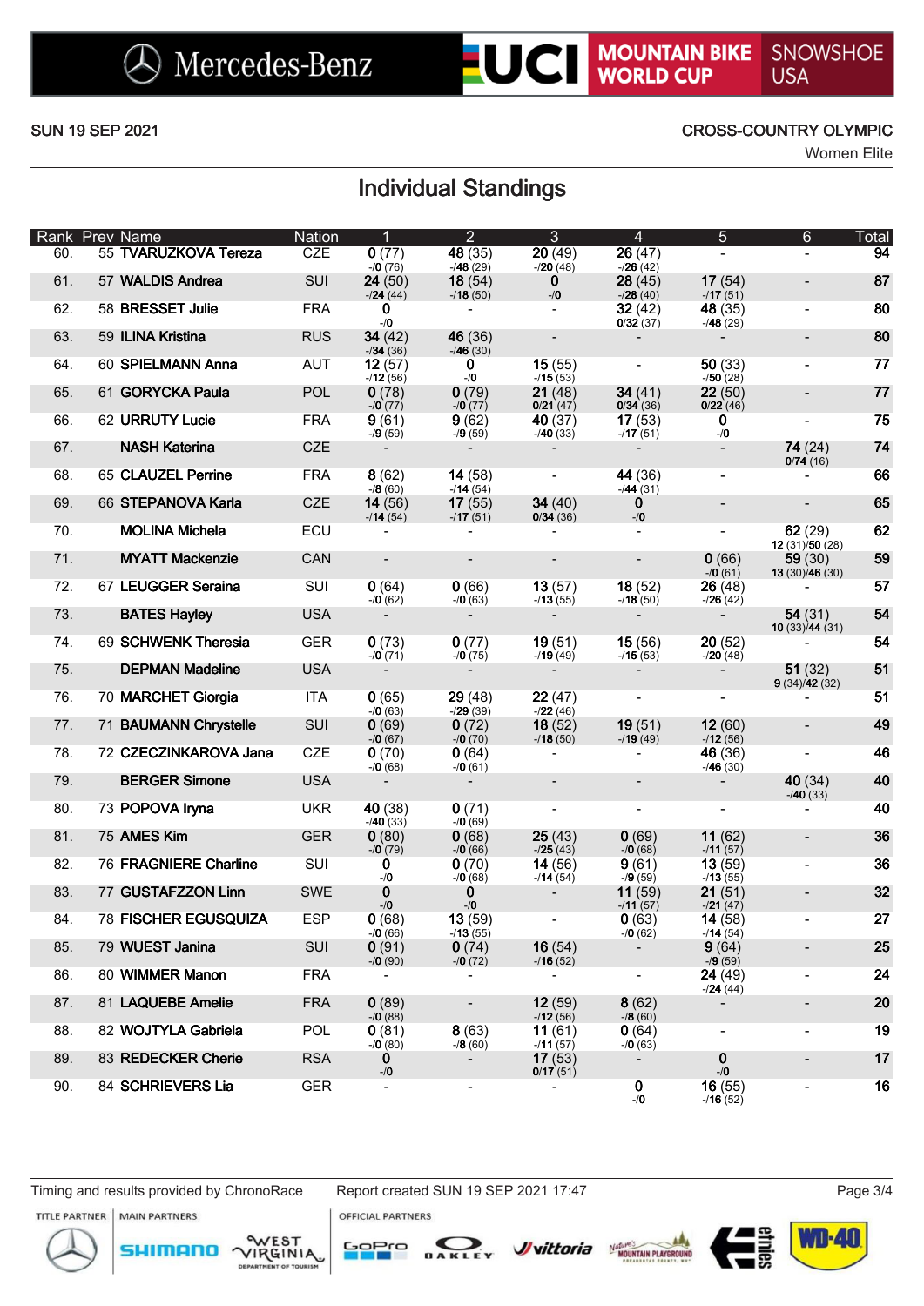SUN 19 SEP 2021

CROSS-COUNTRY OLYMPIC

Women Elite

# Individual Standings

| Rank | Prev | Name | Nation | 1 | 2 | 3 | 4 | 5 | 6 | Total |
|---|---|---|---|---|---|---|---|---|---|---|
| 60. | 55 | **TVARUZKOVA Tereza** | CZE | **0** (77) -/**0** (76) | **48** (35) -/**48** (29) | **20** (49) -/**20** (48) | **26** (47) -/**26** (42) | - | - | **94** |
| 61. | 57 | **WALDIS Andrea** | SUI | **24** (50) -/**24** (44) | **18** (54) -/**18** (50) | **0** -/**0** | **28** (45) -/**28** (40) | **17** (54) -/**17** (51) | - | **87** |
| 62. | 58 | **BRESSET Julie** | FRA | **0** -/**0** | - | - | **32** (42) 0/**32** (37) | **48** (35) -/**48** (29) | - | **80** |
| 63. | 59 | **ILINA Kristina** | RUS | **34** (42) -/**34** (36) | **46** (36) -/**46** (30) | - | - | - | - | **80** |
| 64. | 60 | **SPIELMANN Anna** | AUT | **12** (57) -/**12** (56) | **0** -/**0** | **15** (55) -/**15** (53) | - | **50** (33) -/**50** (28) | - | **77** |
| 65. | 61 | **GORYCKA Paula** | POL | **0** (78) -/**0** (77) | **0** (79) -/**0** (77) | **21** (48) 0/**21** (47) | **34** (41) 0/**34** (36) | **22** (50) 0/**22** (46) | - | **77** |
| 66. | 62 | **URRUTY Lucie** | FRA | **9** (61) -/**9** (59) | **9** (62) -/**9** (59) | **40** (37) -/**40** (33) | **17** (53) -/**17** (51) | **0** -/**0** | - | **75** |
| 67. | | **NASH Katerina** | CZE | - | - | - | - | - | **74** (24) 0/**74** (16) | **74** |
| 68. | 65 | **CLAUZEL Perrine** | FRA | **8** (62) -/**8** (60) | **14** (58) -/**14** (54) | - | **44** (36) -/**44** (31) | - | - | **66** |
| 69. | 66 | **STEPANOVA Karla** | CZE | **14** (56) -/**14** (54) | **17** (55) -/**17** (51) | **34** (40) 0/**34** (36) | **0** -/**0** | - | - | **65** |
| 70. | | **MOLINA Michela** | ECU | - | - | - | - | - | **62** (29) **12** (31)/**50** (28) | **62** |
| 71. | | **MYATT Mackenzie** | CAN | - | - | - | - | **0** (66) -/**0** (61) | **59** (30) **13** (30)/**46** (30) | **59** |
| 72. | 67 | **LEUGGER Seraina** | SUI | **0** (64) -/**0** (62) | **0** (66) -/**0** (63) | **13** (57) -/**13** (55) | **18** (52) -/**18** (50) | **26** (48) -/**26** (42) | - | **57** |
| 73. | | **BATES Hayley** | USA | - | - | - | - | - | **54** (31) **10** (33)/**44** (31) | **54** |
| 74. | 69 | **SCHWENK Theresia** | GER | **0** (73) -/**0** (71) | **0** (77) -/**0** (75) | **19** (51) -/**19** (49) | **15** (56) -/**15** (53) | **20** (52) -/**20** (48) | - | **54** |
| 75. | | **DEPMAN Madeline** | USA | - | - | - | - | - | **51** (32) **9** (34)/**42** (32) | **51** |
| 76. | 70 | **MARCHET Giorgia** | ITA | **0** (65) -/**0** (63) | **29** (48) -/**29** (39) | **22** (47) -/**22** (46) | - | - | - | **51** |
| 77. | 71 | **BAUMANN Chrystelle** | SUI | **0** (69) -/**0** (67) | **0** (72) -/**0** (70) | **18** (52) -/**18** (50) | **19** (51) -/**19** (49) | **12** (60) -/**12** (56) | - | **49** |
| 78. | 72 | **CZECZINKAROVA Jana** | CZE | **0** (70) -/**0** (68) | **0** (64) -/**0** (61) | - | - | **46** (36) -/**46** (30) | - | **46** |
| 79. | | **BERGER Simone** | USA | - | - | - | - | - | **40** (34) -/**40** (33) | **40** |
| 80. | 73 | **POPOVA Iryna** | UKR | **40** (38) -/**40** (33) | **0** (71) -/**0** (69) | - | - | - | - | **40** |
| 81. | 75 | **AMES Kim** | GER | **0** (80) -/**0** (79) | **0** (68) -/**0** (66) | **25** (43) -/**25** (43) | **0** (69) -/**0** (68) | **11** (62) -/**11** (57) | - | **36** |
| 82. | 76 | **FRAGNIERE Charline** | SUI | **0** -/**0** | **0** (70) -/**0** (68) | **14** (56) -/**14** (54) | **9** (61) -/**9** (59) | **13** (59) -/**13** (55) | - | **36** |
| 83. | 77 | **GUSTAFZZON Linn** | SWE | **0** -/**0** | **0** -/**0** | - | **11** (59) -/**11** (57) | **21** (51) -/**21** (47) | - | **32** |
| 84. | 78 | **FISCHER EGUSQUIZA** | ESP | **0** (68) -/**0** (66) | **13** (59) -/**13** (55) | - | **0** (63) -/**0** (62) | **14** (58) -/**14** (54) | - | **27** |
| 85. | 79 | **WUEST Janina** | SUI | **0** (91) -/**0** (90) | **0** (74) -/**0** (72) | **16** (54) -/**16** (52) | - | **9** (64) -/**9** (59) | - | **25** |
| 86. | 80 | **WIMMER Manon** | FRA | - | - | - | - | **24** (49) -/**24** (44) | - | **24** |
| 87. | 81 | **LAQUEBE Amelie** | FRA | **0** (89) -/**0** (88) | - | **12** (59) -/**12** (56) | **8** (62) -/**8** (60) | - | - | **20** |
| 88. | 82 | **WOJTYLA Gabriela** | POL | **0** (81) -/**0** (80) | **8** (63) -/**8** (60) | **11** (61) -/**11** (57) | **0** (64) -/**0** (63) | - | - | **19** |
| 89. | 83 | **REDECKER Cherie** | RSA | **0** -/**0** | - | **17** (53) 0/**17** (51) | - | **0** -/**0** | - | **17** |
| 90. | 84 | **SCHRIEVERS Lia** | GER | - | - | - | **0** -/**0** | **16** (55) -/**16** (52) | - | **16** |

Timing and results provided by ChronoRace

Report created SUN 19 SEP 2021 17:47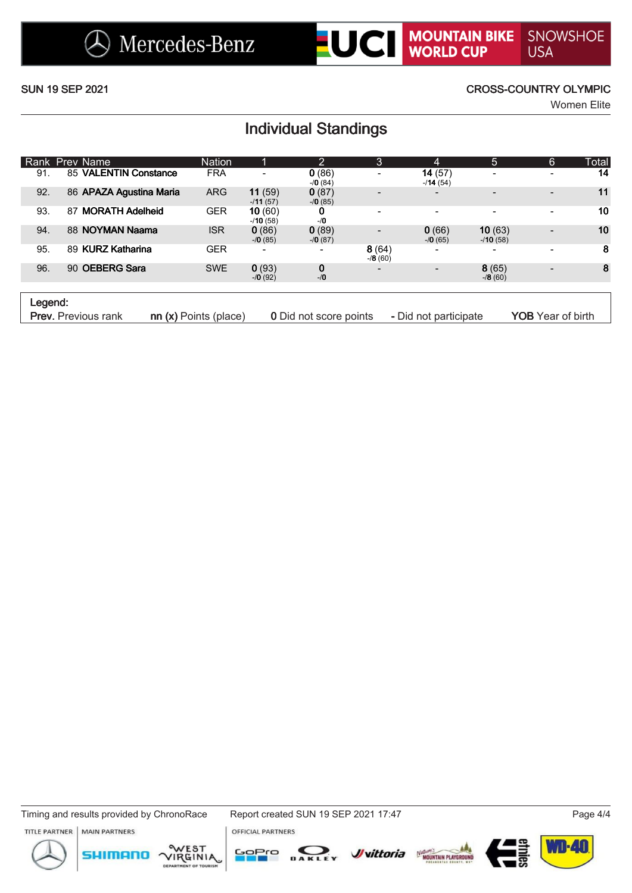MOUNTAIN BIKE WORLD CUP SNOWSHOE USA

SUN 19 SEP 2021

CROSS-COUNTRY OLYMPIC
Women Elite

# Individual Standings

| Rank | Prev | Name | Nation | 1 | 2 | 3 | 4 | 5 | 6 | Total |
|---|---|---|---|---|---|---|---|---|---|---|
| 91. | 85 | **VALENTIN Constance** | FRA | - | **0** (86) -/**0** (84) | - | **14** (57) -/**14** (54) | - | - | **14** |
| 92. | 86 | **APAZA Agustina Maria** | ARG | **11** (59) -/**11** (57) | **0** (87) -/**0** (85) | - | - | - | - | **11** |
| 93. | 87 | **MORATH Adelheid** | GER | **10** (60) -/**10** (58) | **0** -/**0** | - | - | - | - | **10** |
| 94. | 88 | **NOYMAN Naama** | ISR | **0** (86) -/**0** (85) | **0** (89) -/**0** (87) | - | **0** (66) -/**0** (65) | **10** (63) -/**10** (58) | - | **10** |
| 95. | 89 | **KURZ Katharina** | GER | - | - | **8** (64) -/**8** (60) | - | - | - | **8** |
| 96. | 90 | **OEBERG Sara** | SWE | **0** (93) -/**0** (92) | **0** -/**0** | - | - | **8** (65) -/**8** (60) | - | **8** |

Legend:
**Prev.** Previous rank **nn (x)** Points (place) **0** Did not score points **-** Did not participate **YOB** Year of birth

Timing and results provided by ChronoRace Report created SUN 19 SEP 2021 17:47

TITLE PARTNER MAIN PARTNERS OFFICIAL PARTNERS